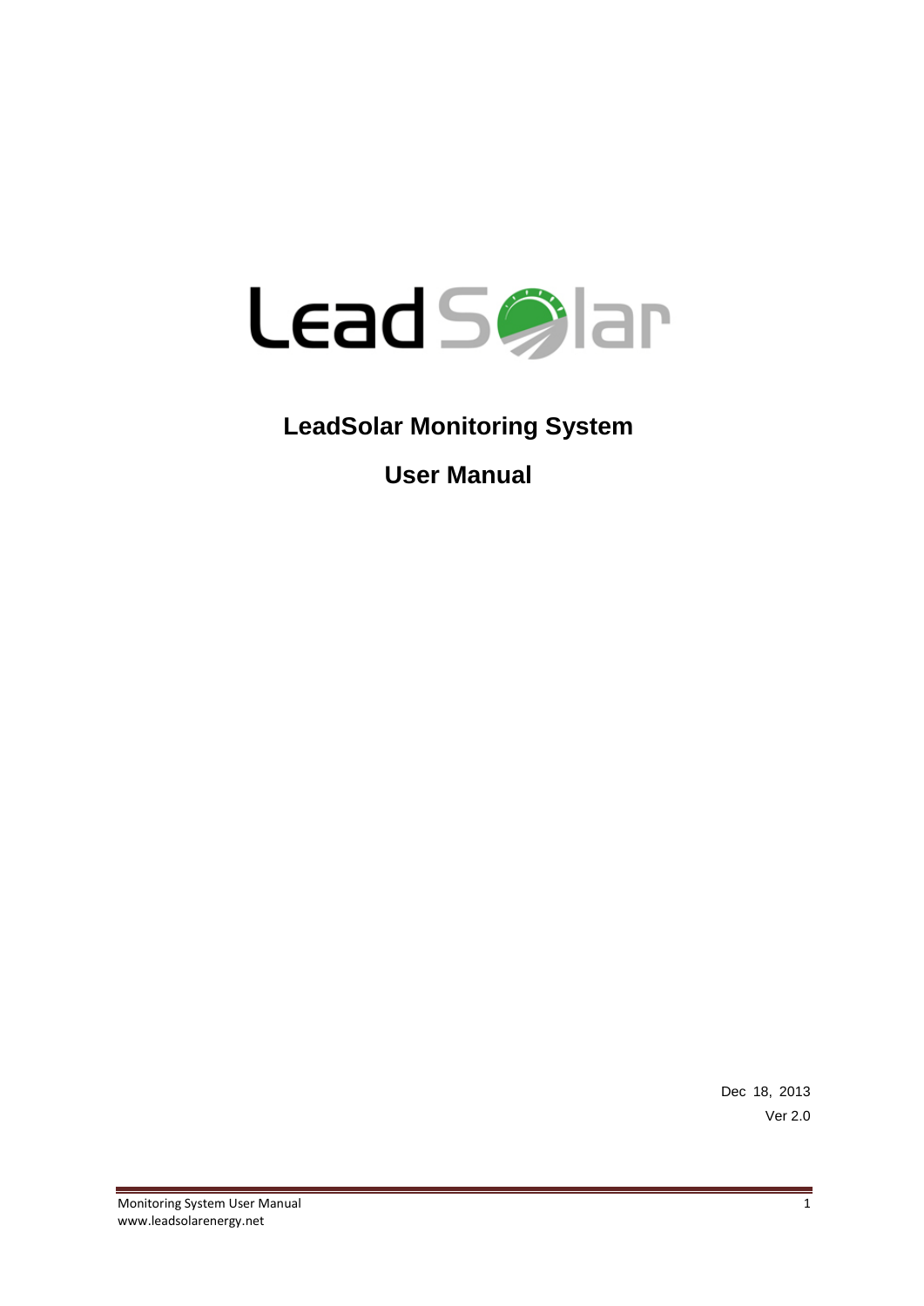# LeadSolar Monitoring System

# User Manual

Dec 18, 2013

Ver 2.0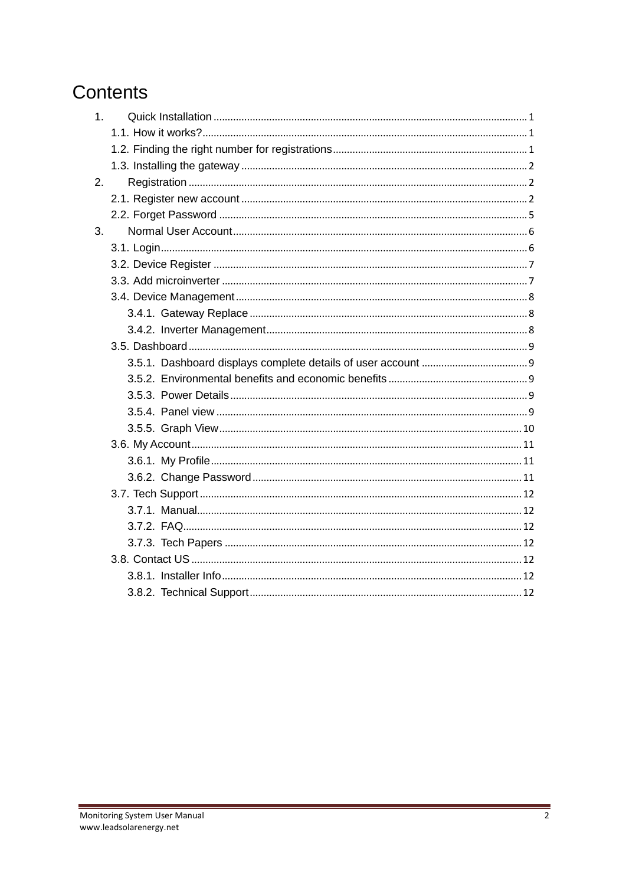# Contents

1. Quick Installation ........ 1
   - 1.1. How it works? ........ 1
   - 1.2. Finding the right number for registrations ........ 1
   - 1.3. Installing the gateway ........ 2
2. Registration ........ 2
   - 2.1. Register new account ........ 2
   - 2.2. Forget Password ........ 5
3. Normal User Account ........ 6
   - 3.1. Login ........ 6
   - 3.2. Device Register ........ 7
   - 3.3. Add microinverter ........ 7
   - 3.4. Device Management ........ 8
     - 3.4.1. Gateway Replace ........ 8
     - 3.4.2. Inverter Management ........ 8
   - 3.5. Dashboard ........ 9
     - 3.5.1. Dashboard displays complete details of user account ........ 9
     - 3.5.2. Environmental benefits and economic benefits ........ 9
     - 3.5.3. Power Details ........ 9
     - 3.5.4. Panel view ........ 9
     - 3.5.5. Graph View ........ 10
   - 3.6. My Account ........ 11
     - 3.6.1. My Profile ........ 11
     - 3.6.2. Change Password ........ 11
   - 3.7. Tech Support ........ 12
     - 3.7.1. Manual ........ 12
     - 3.7.2. FAQ ........ 12
     - 3.7.3. Tech Papers ........ 12
   - 3.8. Contact US ........ 12
     - 3.8.1. Installer Info ........ 12
     - 3.8.2. Technical Support ........ 12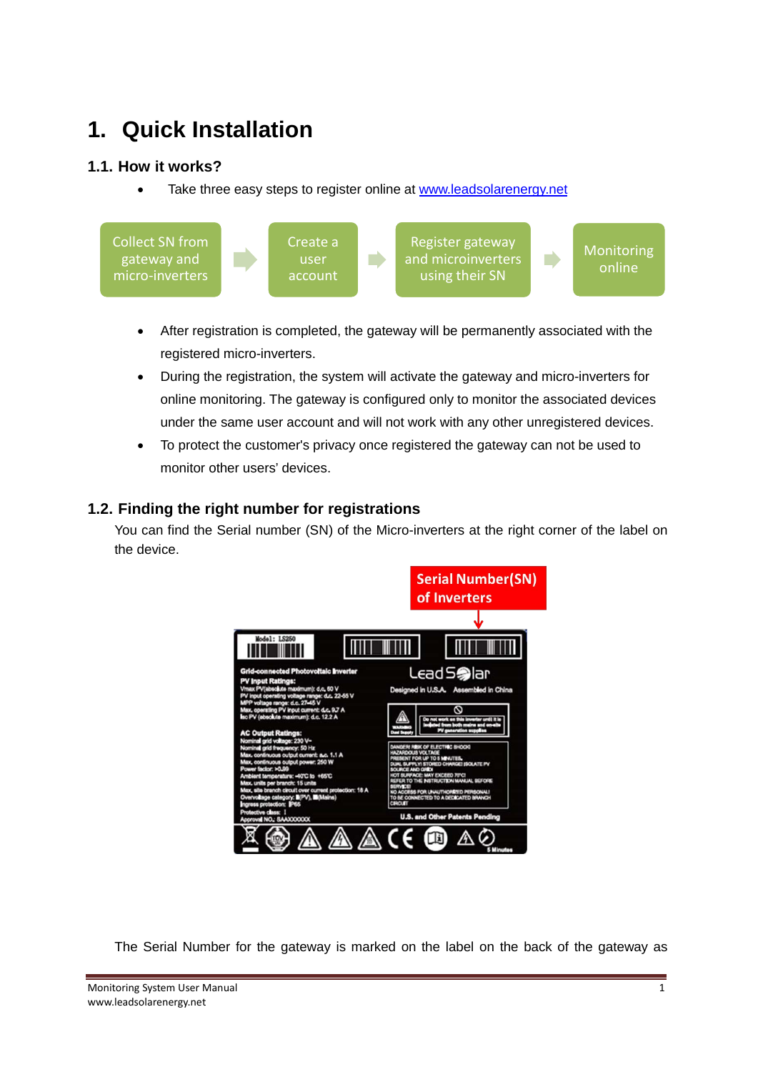# 1. Quick Installation

## 1.1. How it works?

- Take three easy steps to register online at www.leadsolarenergy.net

Collect SN from gateway and micro-inverters → Create a user account → Register gateway and microinverters using their SN → Monitoring online

- After registration is completed, the gateway will be permanently associated with the registered micro-inverters.
- During the registration, the system will activate the gateway and micro-inverters for online monitoring. The gateway is configured only to monitor the associated devices under the same user account and will not work with any other unregistered devices.
- To protect the customer's privacy once registered the gateway can not be used to monitor other users' devices.

## 1.2. Finding the right number for registrations

You can find the Serial number (SN) of the Micro-inverters at the right corner of the label on the device.

The Serial Number for the gateway is marked on the label on the back of the gateway as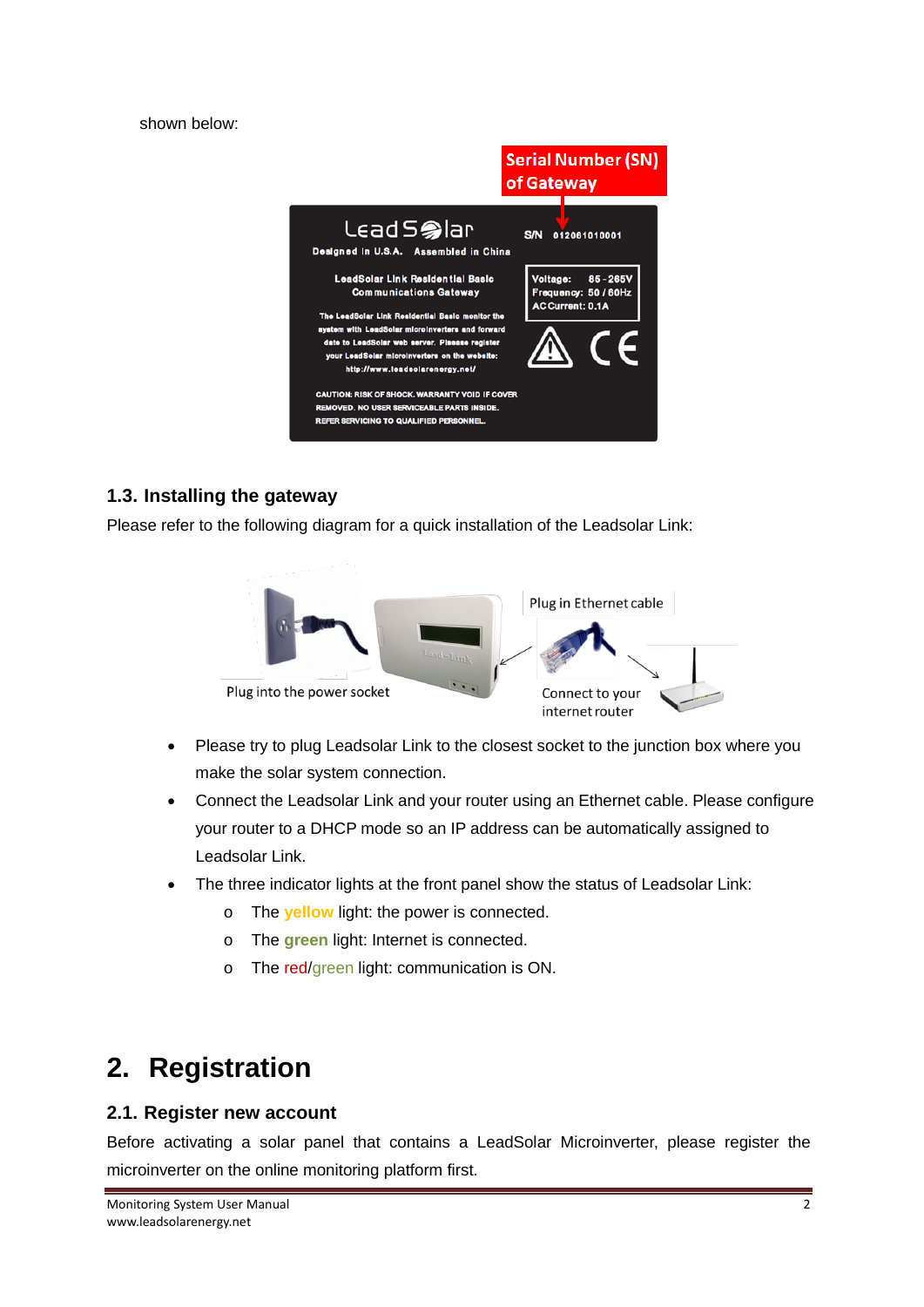shown below:

## 1.3. Installing the gateway

Please refer to the following diagram for a quick installation of the Leadsolar Link:

- Please try to plug Leadsolar Link to the closest socket to the junction box where you make the solar system connection.
- Connect the Leadsolar Link and your router using an Ethernet cable. Please configure your router to a DHCP mode so an IP address can be automatically assigned to Leadsolar Link.
- The three indicator lights at the front panel show the status of Leadsolar Link:
  - The **yellow** light: the power is connected.
  - The **green** light: Internet is connected.
  - The red/green light: communication is ON.

# 2. Registration

## 2.1. Register new account

Before activating a solar panel that contains a LeadSolar Microinverter, please register the microinverter on the online monitoring platform first.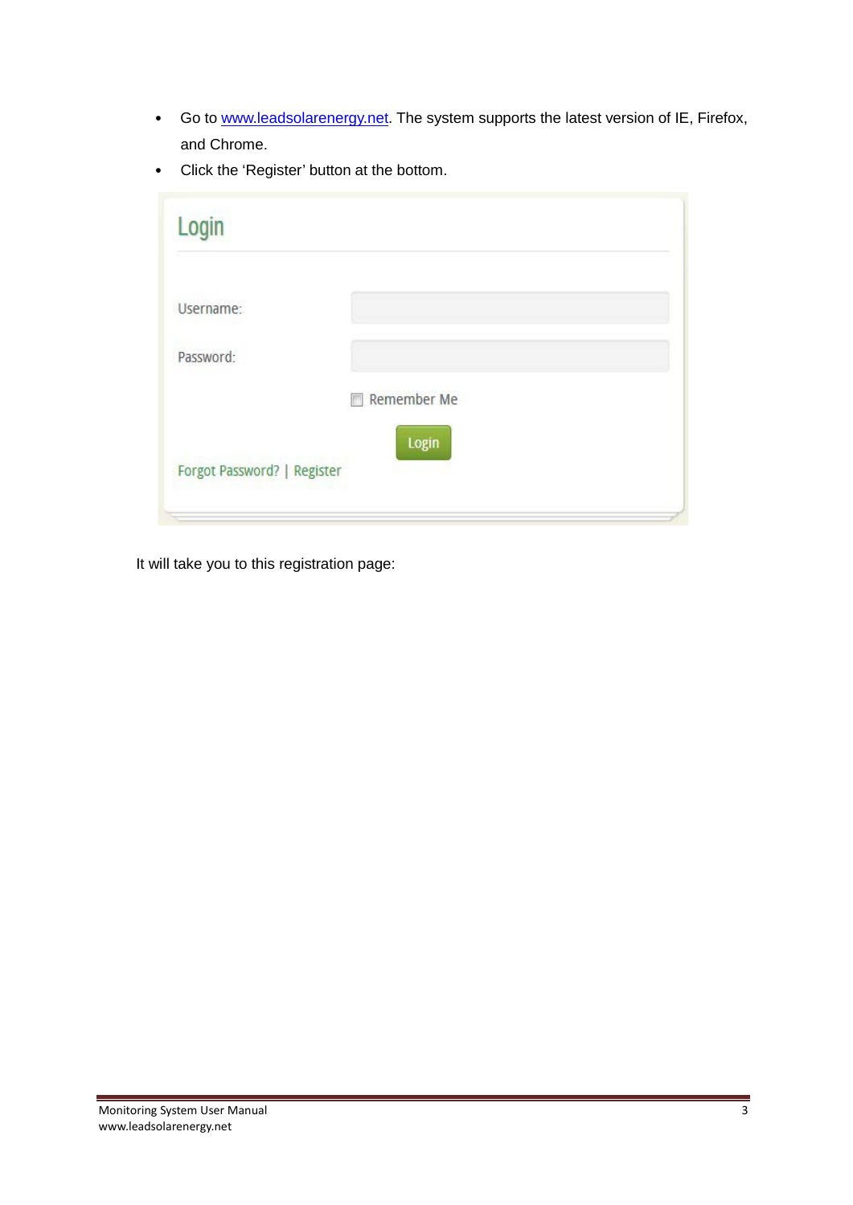- Go to www.leadsolarenergy.net. The system supports the latest version of IE, Firefox, and Chrome.
- Click the 'Register' button at the bottom.

Login

Username:

Password:

Remember Me

Login

Forgot Password? | Register

It will take you to this registration page: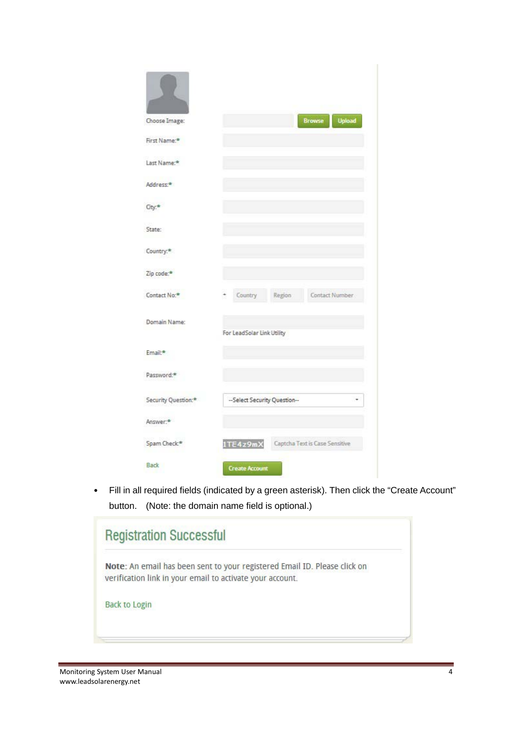Choose Image: Browse Upload

First Name:*

Last Name:*

Address:*

City:*

State:

Country:*

Zip code:*

Contact No:* Country Region Contact Number

Domain Name:

For LeadSolar Link Utility

Email:*

Password:*

Security Question:* --Select Security Question--

Answer:*

Spam Check:* 1TE4z9mX Captcha Text is Case Sensitive

Back Create Account

- Fill in all required fields (indicated by a green asterisk). Then click the "Create Account" button.  (Note: the domain name field is optional.)

## Registration Successful

**Note**: An email has been sent to your registered Email ID. Please click on verification link in your email to activate your account.

Back to Login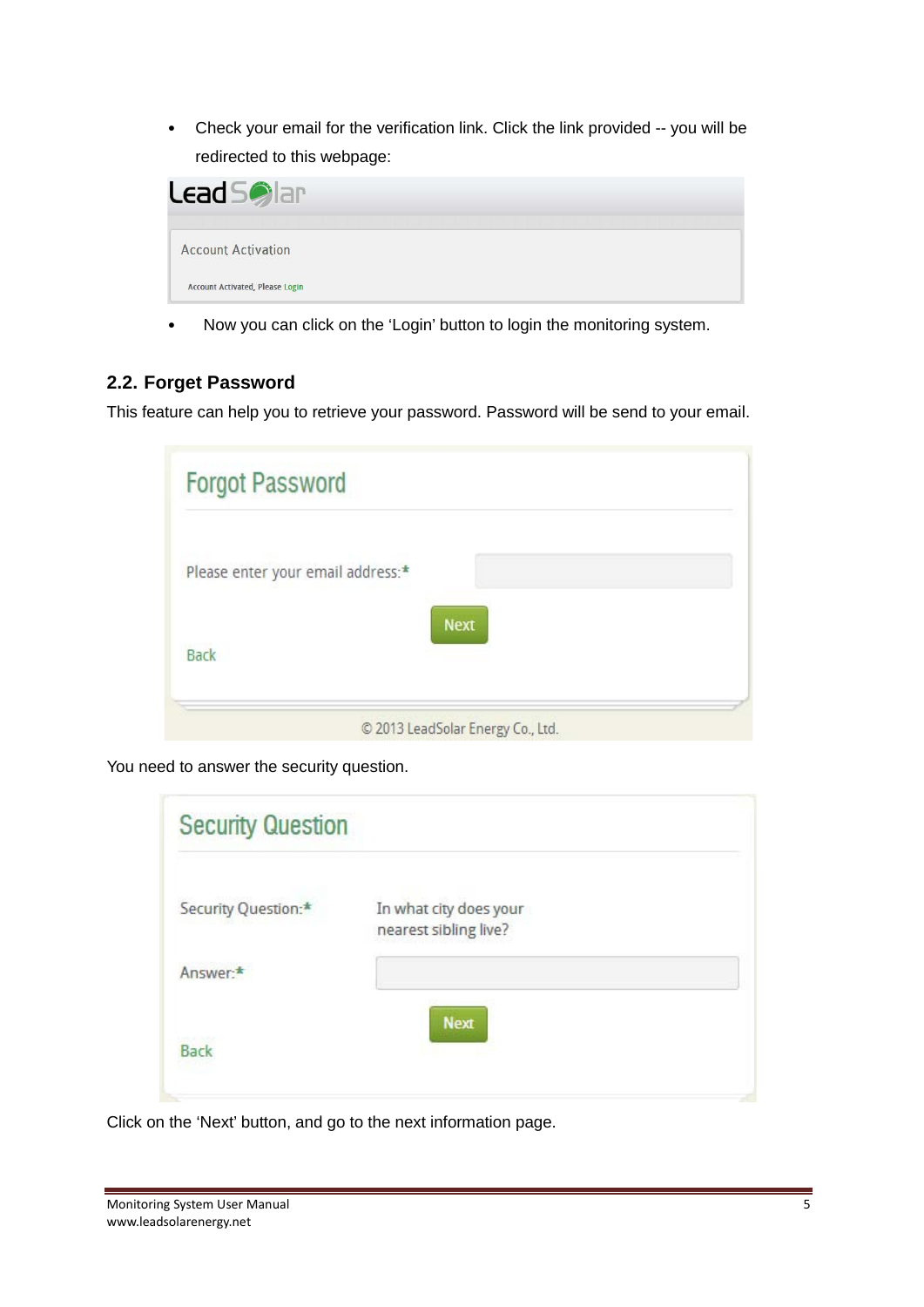- Check your email for the verification link. Click the link provided -- you will be redirected to this webpage:

LeadSolar

Account Activation

Account Activated, Please Login

- Now you can click on the 'Login' button to login the monitoring system.

### 2.2. Forget Password

This feature can help you to retrieve your password. Password will be send to your email.

Forgot Password

Please enter your email address:*

Next

Back

© 2013 LeadSolar Energy Co., Ltd.

You need to answer the security question.

Security Question

Security Question:* In what city does your nearest sibling live?

Answer:*

Next

Back

Click on the 'Next' button, and go to the next information page.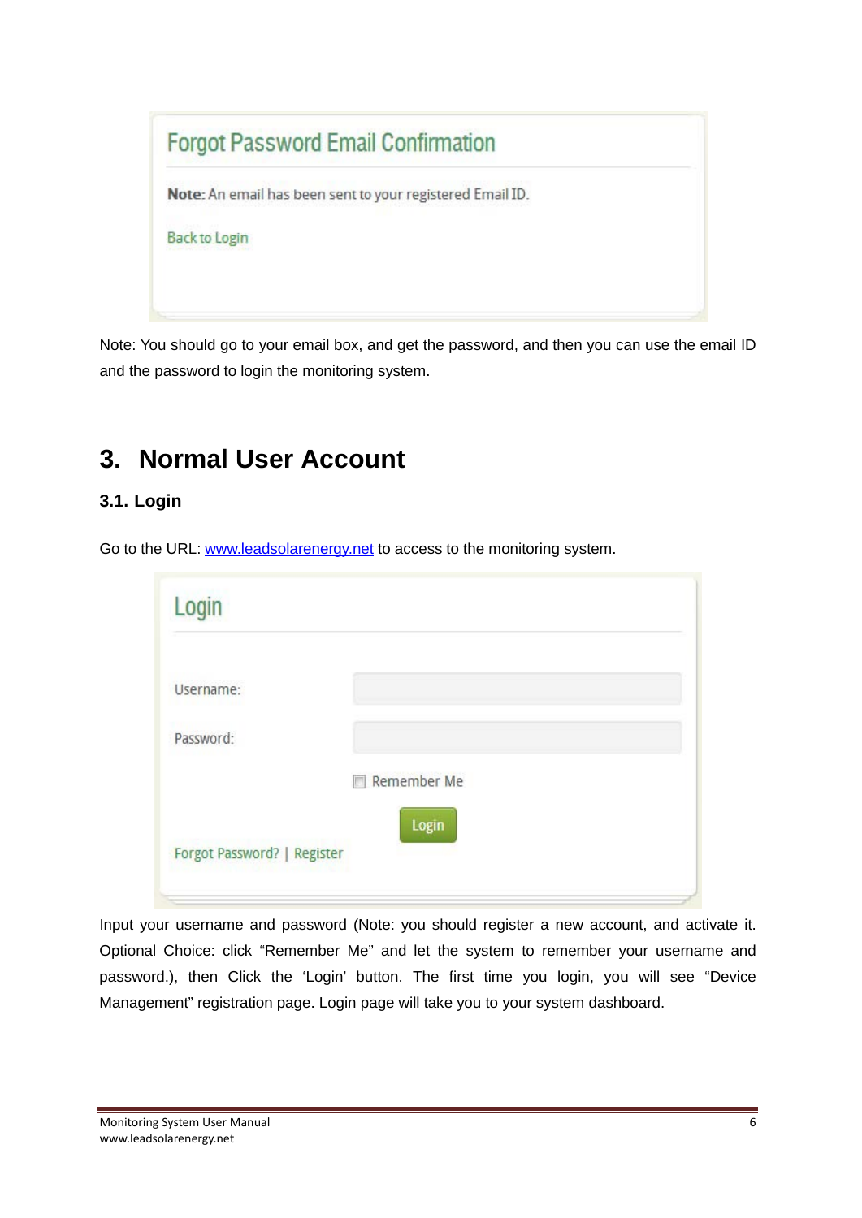Forgot Password Email Confirmation

**Note:** An email has been sent to your registered Email ID.

Back to Login

Note: You should go to your email box, and get the password, and then you can use the email ID and the password to login the monitoring system.

# 3. Normal User Account

## 3.1. Login

Go to the URL: [www.leadsolarenergy.net](www.leadsolarenergy.net) to access to the monitoring system.

Login

Username:

Password:

Remember Me

Login

Forgot Password? | Register

Input your username and password (Note: you should register a new account, and activate it. Optional Choice: click "Remember Me" and let the system to remember your username and password.), then Click the 'Login' button. The first time you login, you will see "Device Management" registration page. Login page will take you to your system dashboard.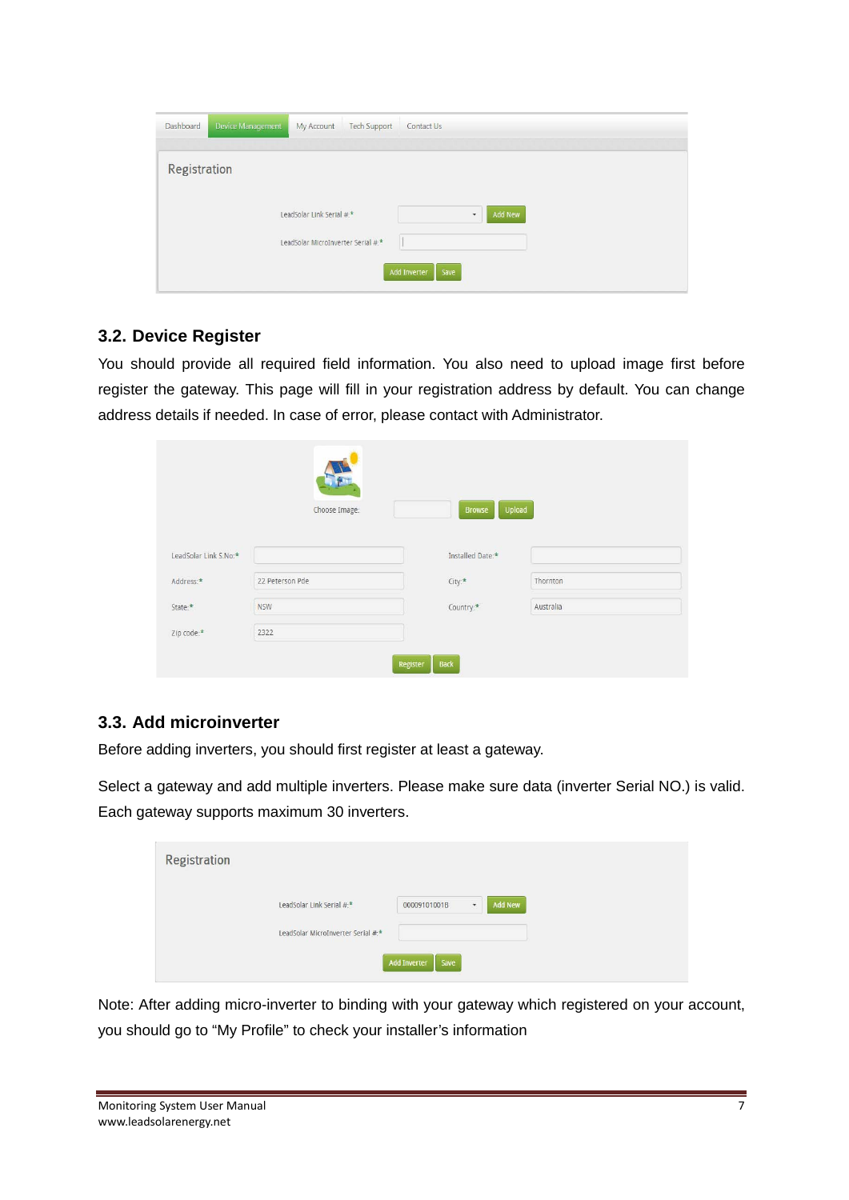## 3.2. Device Register

You should provide all required field information. You also need to upload image first before register the gateway. This page will fill in your registration address by default. You can change address details if needed. In case of error, please contact with Administrator.

## 3.3. Add microinverter

Before adding inverters, you should first register at least a gateway.

Select a gateway and add multiple inverters. Please make sure data (inverter Serial NO.) is valid. Each gateway supports maximum 30 inverters.

Note: After adding micro-inverter to binding with your gateway which registered on your account, you should go to "My Profile" to check your installer's information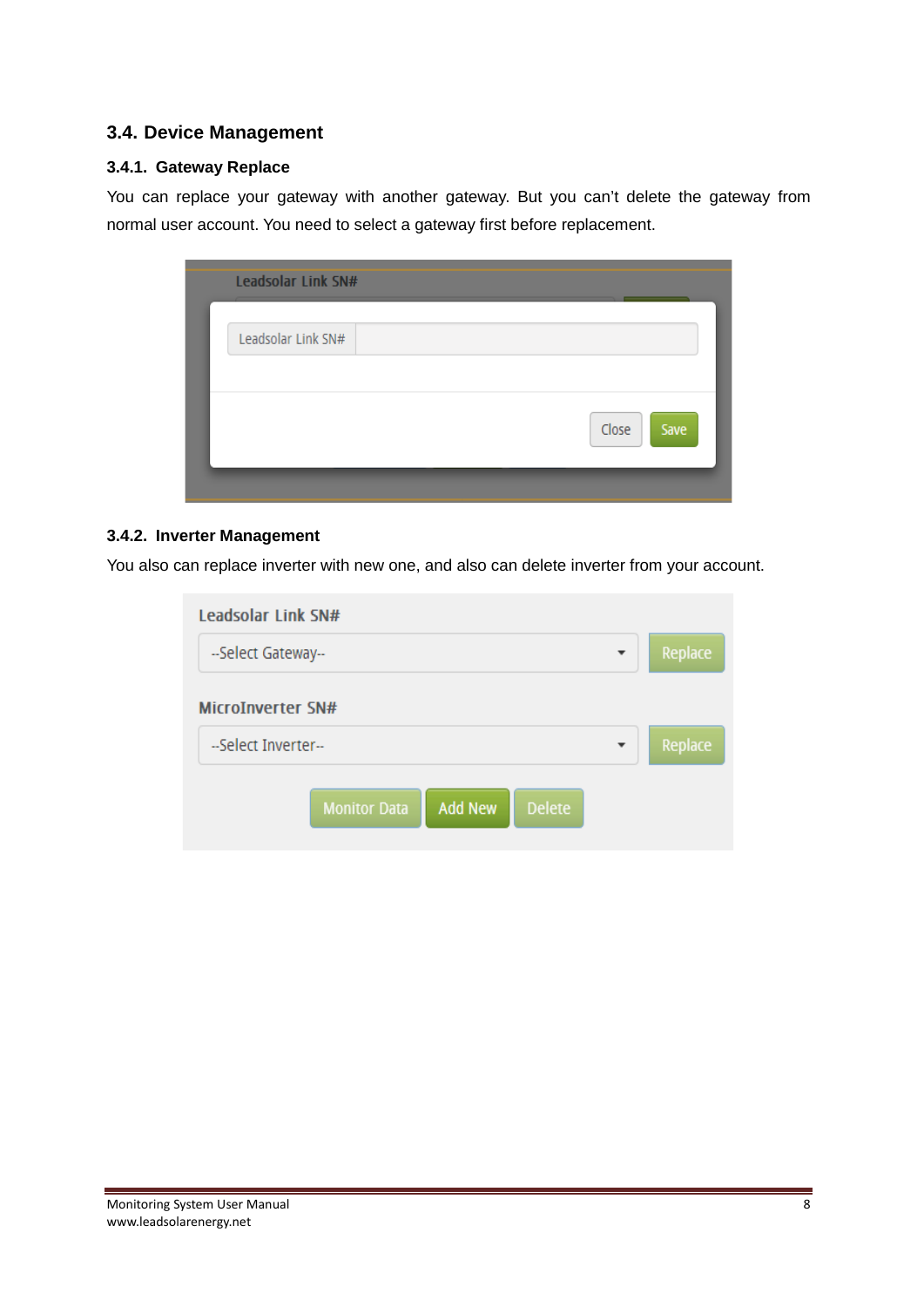## 3.4. Device Management

### 3.4.1. Gateway Replace

You can replace your gateway with another gateway. But you can't delete the gateway from normal user account. You need to select a gateway first before replacement.

### 3.4.2. Inverter Management

You also can replace inverter with new one, and also can delete inverter from your account.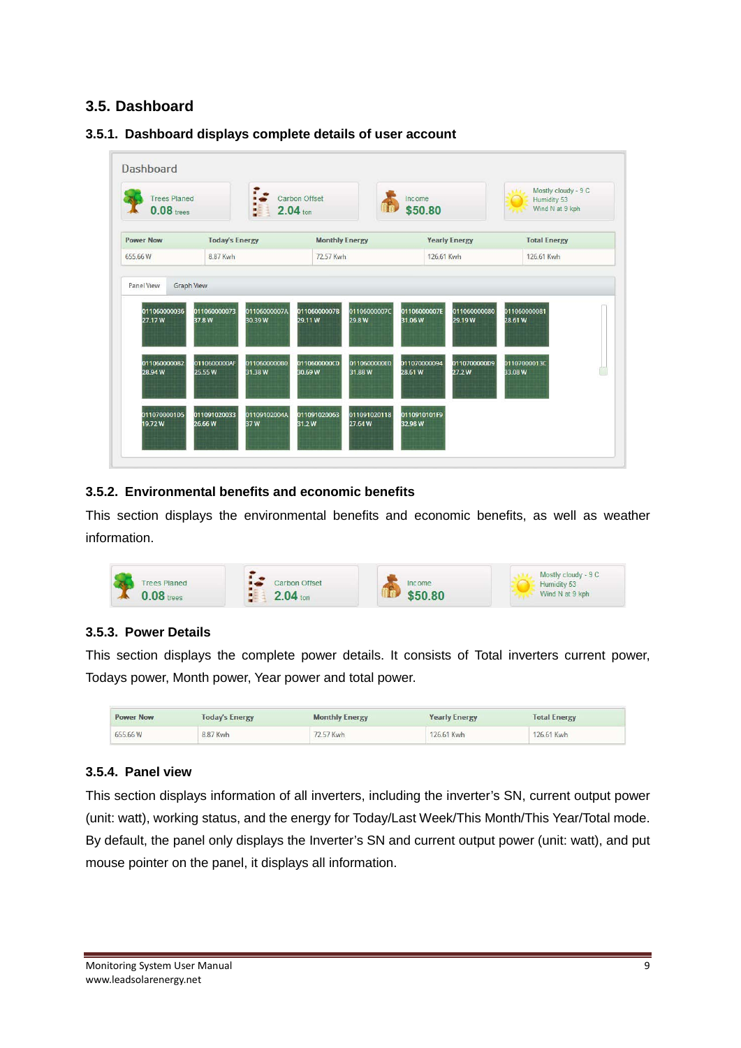## 3.5. Dashboard

### 3.5.1. Dashboard displays complete details of user account

### 3.5.2. Environmental benefits and economic benefits

This section displays the environmental benefits and economic benefits, as well as weather information.

### 3.5.3. Power Details

This section displays the complete power details. It consists of Total inverters current power, Todays power, Month power, Year power and total power.

### 3.5.4. Panel view

This section displays information of all inverters, including the inverter's SN, current output power (unit: watt), working status, and the energy for Today/Last Week/This Month/This Year/Total mode. By default, the panel only displays the Inverter's SN and current output power (unit: watt), and put mouse pointer on the panel, it displays all information.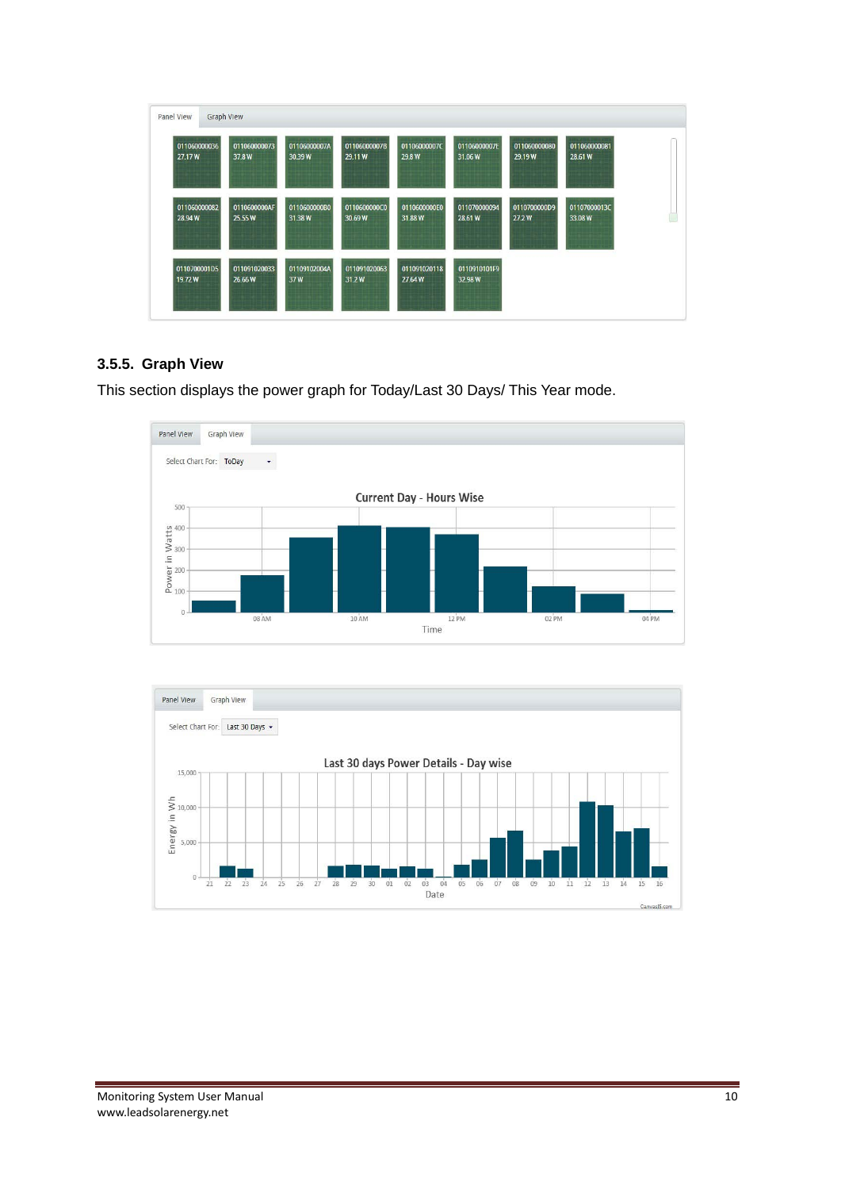### 3.5.5. Graph View

This section displays the power graph for Today/Last 30 Days/ This Year mode.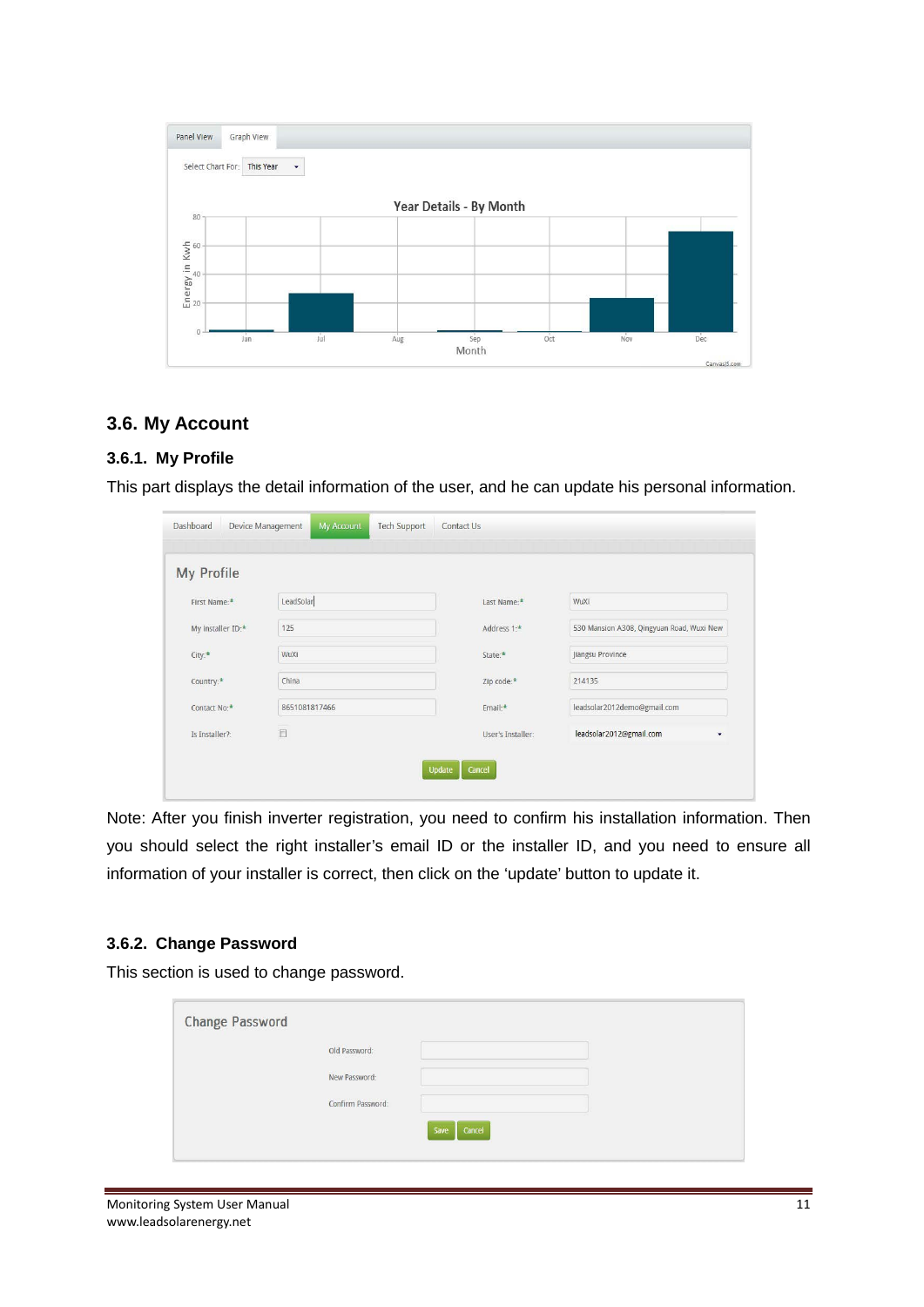### 3.6. My Account

#### 3.6.1. My Profile

This part displays the detail information of the user, and he can update his personal information.

Note: After you finish inverter registration, you need to confirm his installation information. Then you should select the right installer's email ID or the installer ID, and you need to ensure all information of your installer is correct, then click on the 'update' button to update it.

#### 3.6.2. Change Password

This section is used to change password.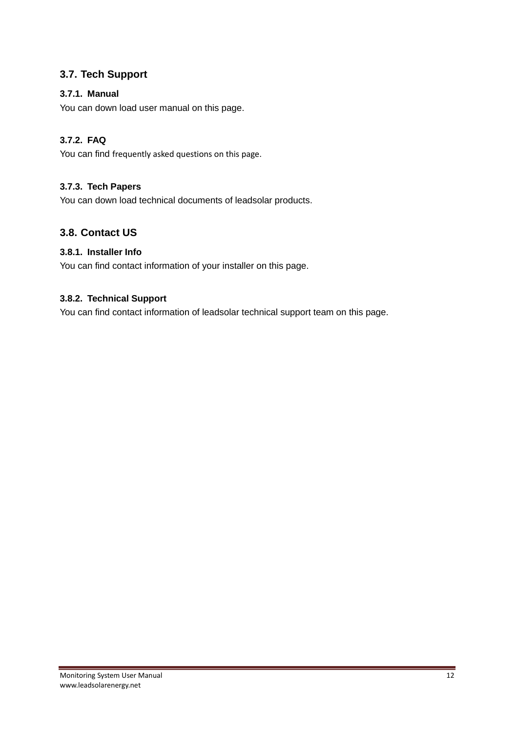## 3.7. Tech Support

### 3.7.1. Manual

You can down load user manual on this page.

### 3.7.2. FAQ

You can find frequently asked questions on this page.

### 3.7.3. Tech Papers

You can down load technical documents of leadsolar products.

## 3.8. Contact US

### 3.8.1. Installer Info

You can find contact information of your installer on this page.

### 3.8.2. Technical Support

You can find contact information of leadsolar technical support team on this page.